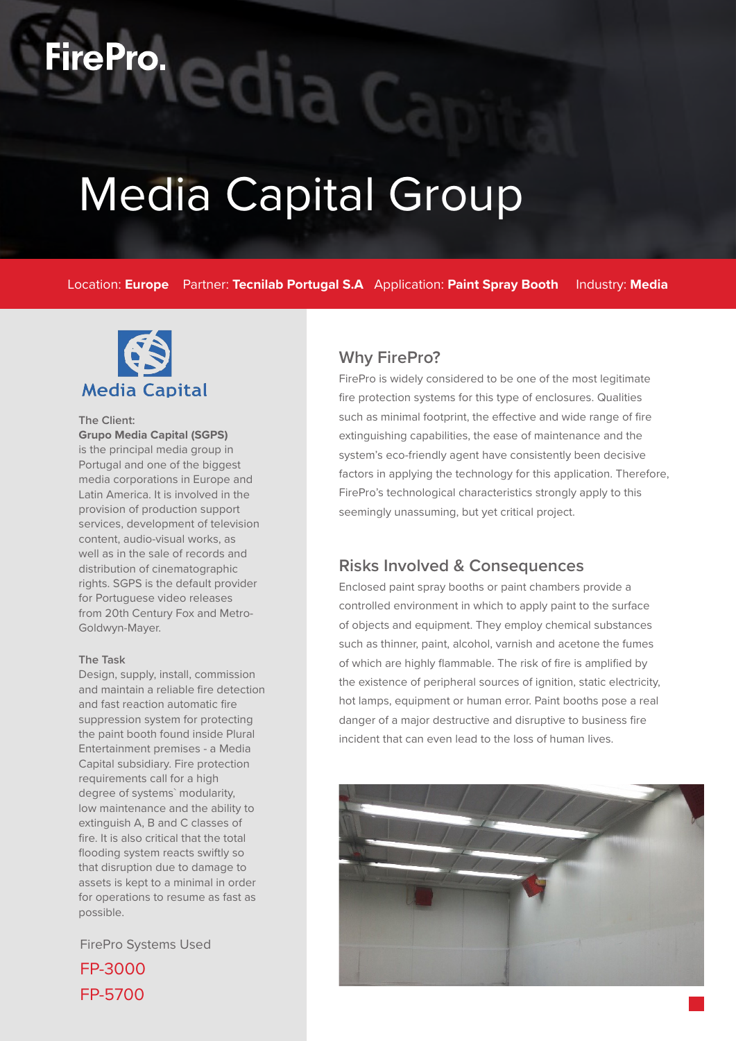FirePro.

# Media Capital Group

Location: **Europe** Partner: **Tecnilab Portugal S.A** Application: **Paint Spray Booth** Industry: **Media**

Media Capital

**The Client:**
**Grupo Media Capital (SGPS)** is the principal media group in Portugal and one of the biggest media corporations in Europe and Latin America. It is involved in the provision of production support services, development of television content, audio-visual works, as well as in the sale of records and distribution of cinematographic rights. SGPS is the default provider for Portuguese video releases from 20th Century Fox and Metro-Goldwyn-Mayer.

**The Task**
Design, supply, install, commission and maintain a reliable fire detection and fast reaction automatic fire suppression system for protecting the paint booth found inside Plural Entertainment premises - a Media Capital subsidiary. Fire protection requirements call for a high degree of systems` modularity, low maintenance and the ability to extinguish A, B and C classes of fire. It is also critical that the total flooding system reacts swiftly so that disruption due to damage to assets is kept to a minimal in order for operations to resume as fast as possible.

FirePro Systems Used

FP-3000

FP-5700

## Why FirePro?

FirePro is widely considered to be one of the most legitimate fire protection systems for this type of enclosures. Qualities such as minimal footprint, the effective and wide range of fire extinguishing capabilities, the ease of maintenance and the system's eco-friendly agent have consistently been decisive factors in applying the technology for this application. Therefore, FirePro's technological characteristics strongly apply to this seemingly unassuming, but yet critical project.

## Risks Involved & Consequences

Enclosed paint spray booths or paint chambers provide a controlled environment in which to apply paint to the surface of objects and equipment. They employ chemical substances such as thinner, paint, alcohol, varnish and acetone the fumes of which are highly flammable. The risk of fire is amplified by the existence of peripheral sources of ignition, static electricity, hot lamps, equipment or human error. Paint booths pose a real danger of a major destructive and disruptive to business fire incident that can even lead to the loss of human lives.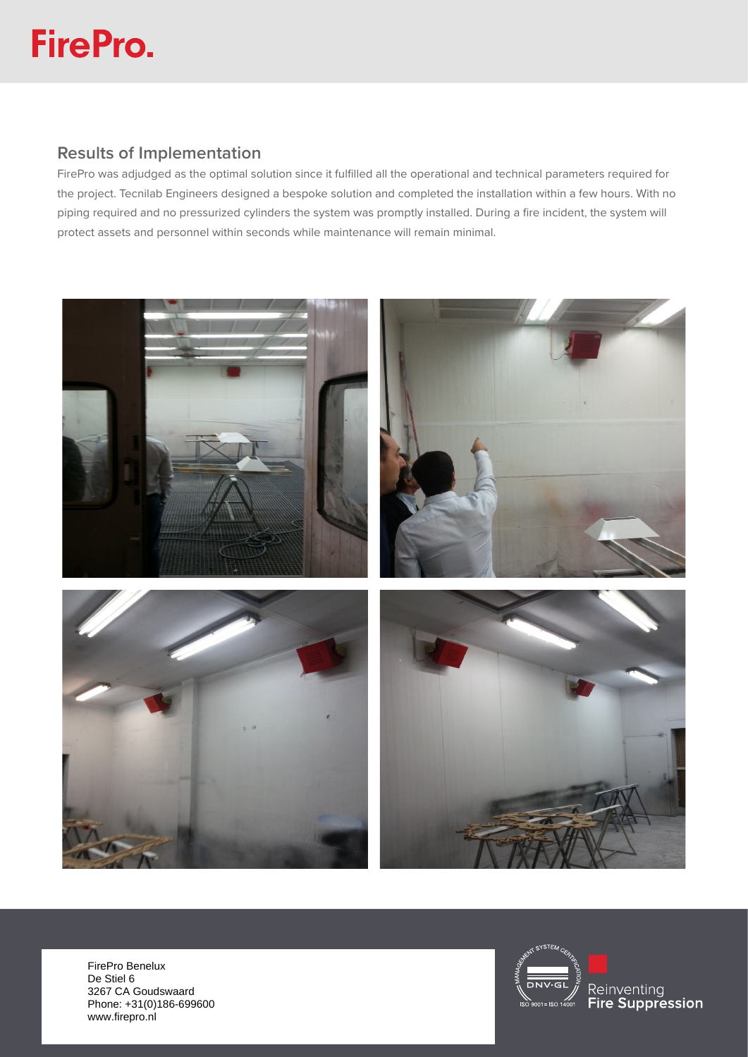## Results of Implementation

FirePro was adjudged as the optimal solution since it fulfilled all the operational and technical parameters required for the project. Tecnilab Engineers designed a bespoke solution and completed the installation within a few hours. With no piping required and no pressurized cylinders the system was promptly installed. During a fire incident, the system will protect assets and personnel within seconds while maintenance will remain minimal.

FirePro Benelux
De Stiel 6
3267 CA Goudswaard
Phone: +31(0)186-699600
www.firepro.nl

Reinventing
**Fire Suppression**